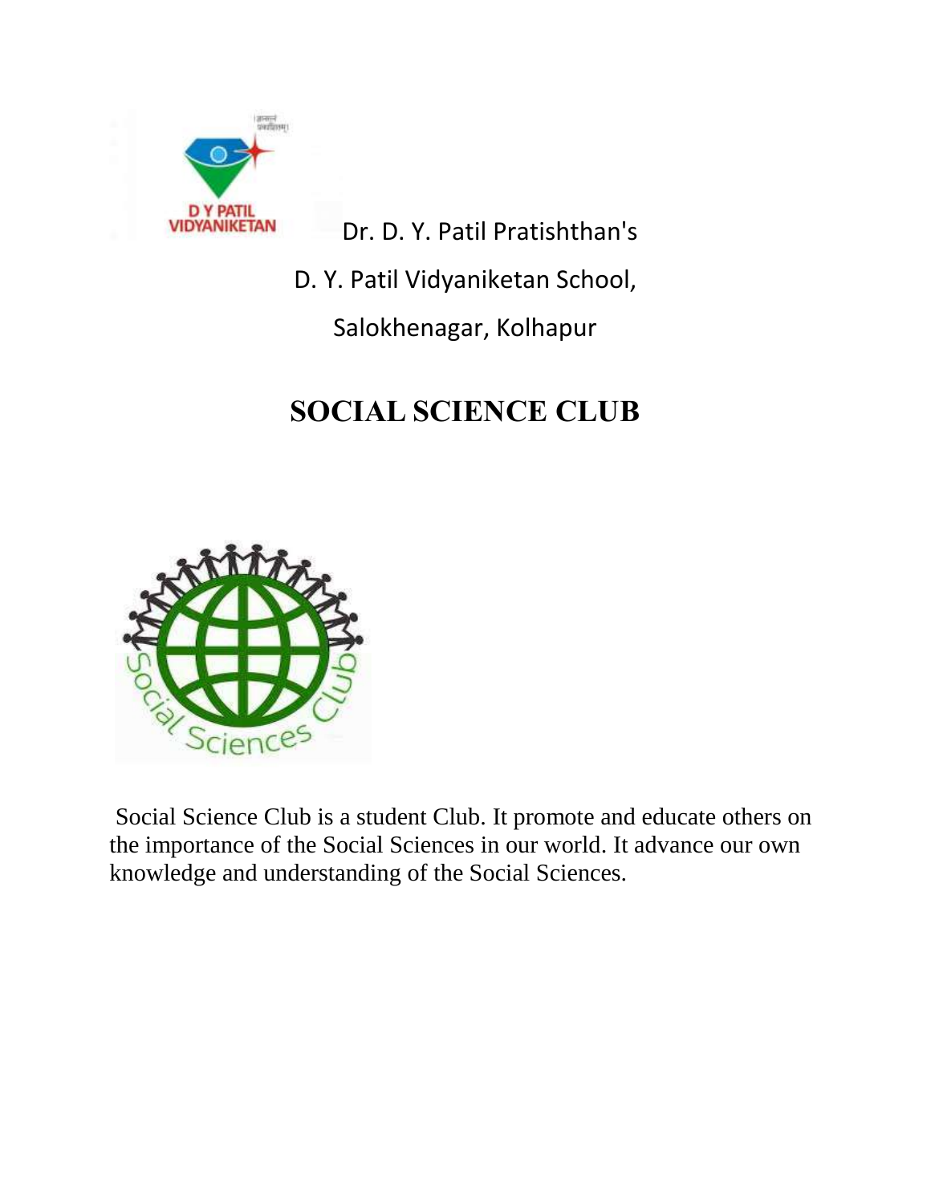Dr. D. Y. Patil Pratishthan's

D. Y. Patil Vidyaniketan School,

Salokhenagar, Kolhapur

# SOCIAL SCIENCE CLUB

Social Science Club is a student Club. It promote and educate others on the importance of the Social Sciences in our world. It advance our own knowledge and understanding of the Social Sciences.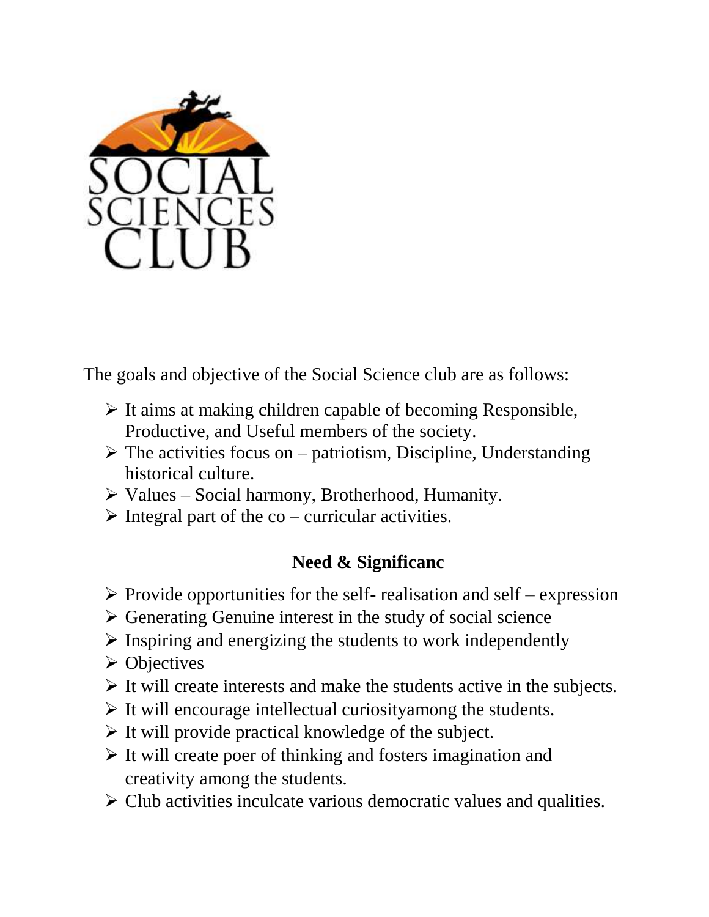SOCIAL SCIENCES CLUB

The goals and objective of the Social Science club are as follows:

- It aims at making children capable of becoming Responsible, Productive, and Useful members of the society.
- The activities focus on – patriotism, Discipline, Understanding historical culture.
- Values – Social harmony, Brotherhood, Humanity.
- Integral part of the co – curricular activities.

**Need & Significanc**

- Provide opportunities for the self- realisation and self – expression
- Generating Genuine interest in the study of social science
- Inspiring and energizing the students to work independently
- Objectives
- It will create interests and make the students active in the subjects.
- It will encourage intellectual curiosityamong the students.
- It will provide practical knowledge of the subject.
- It will create poer of thinking and fosters imagination and creativity among the students.
- Club activities inculcate various democratic values and qualities.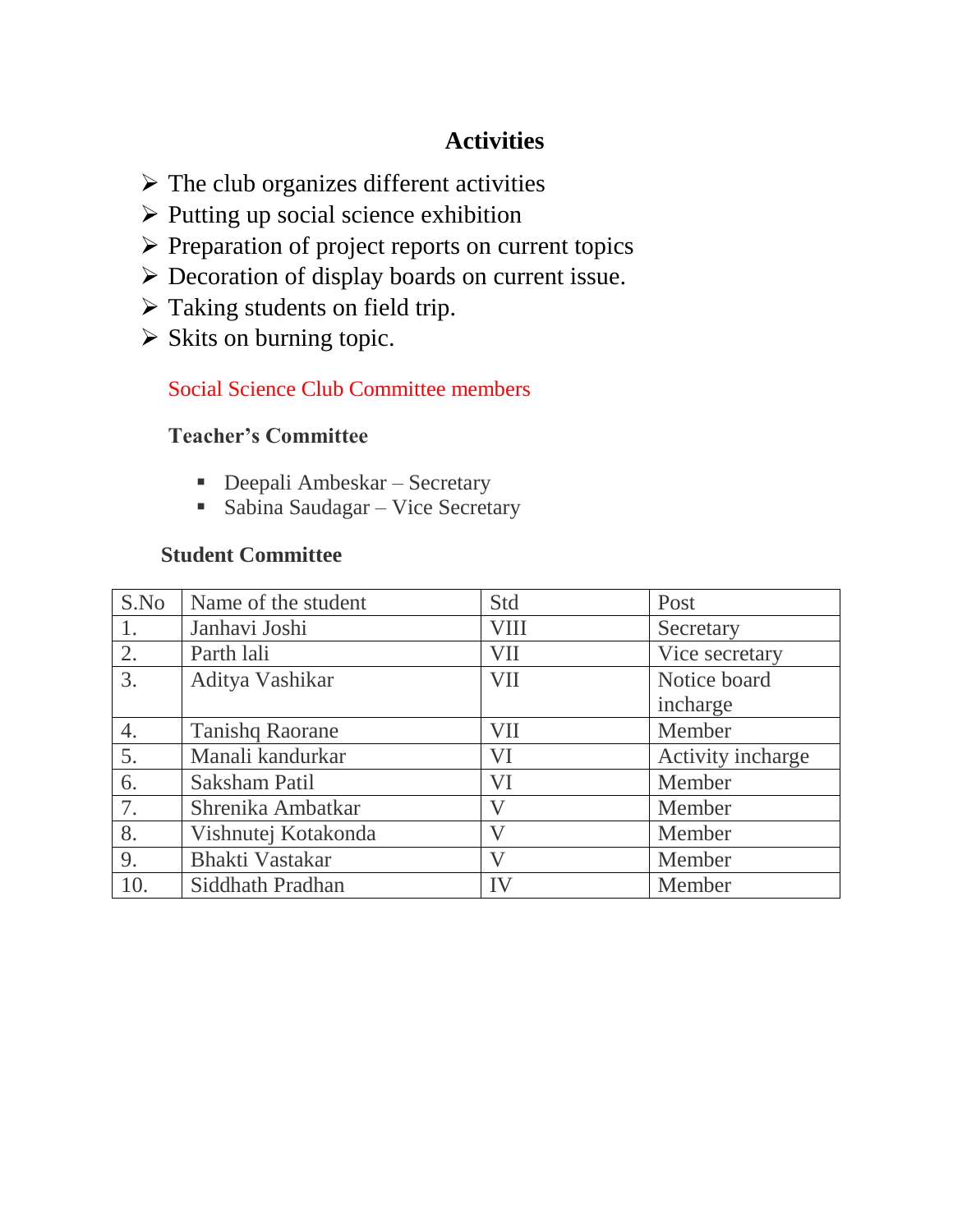## Activities

- The club organizes different activities
- Putting up social science exhibition
- Preparation of project reports on current topics
- Decoration of display boards on current issue.
- Taking students on field trip.
- Skits on burning topic.

Social Science Club Committee members

**Teacher's Committee**

- Deepali Ambeskar – Secretary
- Sabina Saudagar – Vice Secretary

**Student Committee**

| S.No | Name of the student | Std | Post |
|---|---|---|---|
| 1. | Janhavi Joshi | VIII | Secretary |
| 2. | Parth lali | VII | Vice secretary |
| 3. | Aditya Vashikar | VII | Notice board incharge |
| 4. | Tanishq Raorane | VII | Member |
| 5. | Manali kandurkar | VI | Activity incharge |
| 6. | Saksham Patil | VI | Member |
| 7. | Shrenika Ambatkar | V | Member |
| 8. | Vishnutej Kotakonda | V | Member |
| 9. | Bhakti Vastakar | V | Member |
| 10. | Siddhath Pradhan | IV | Member |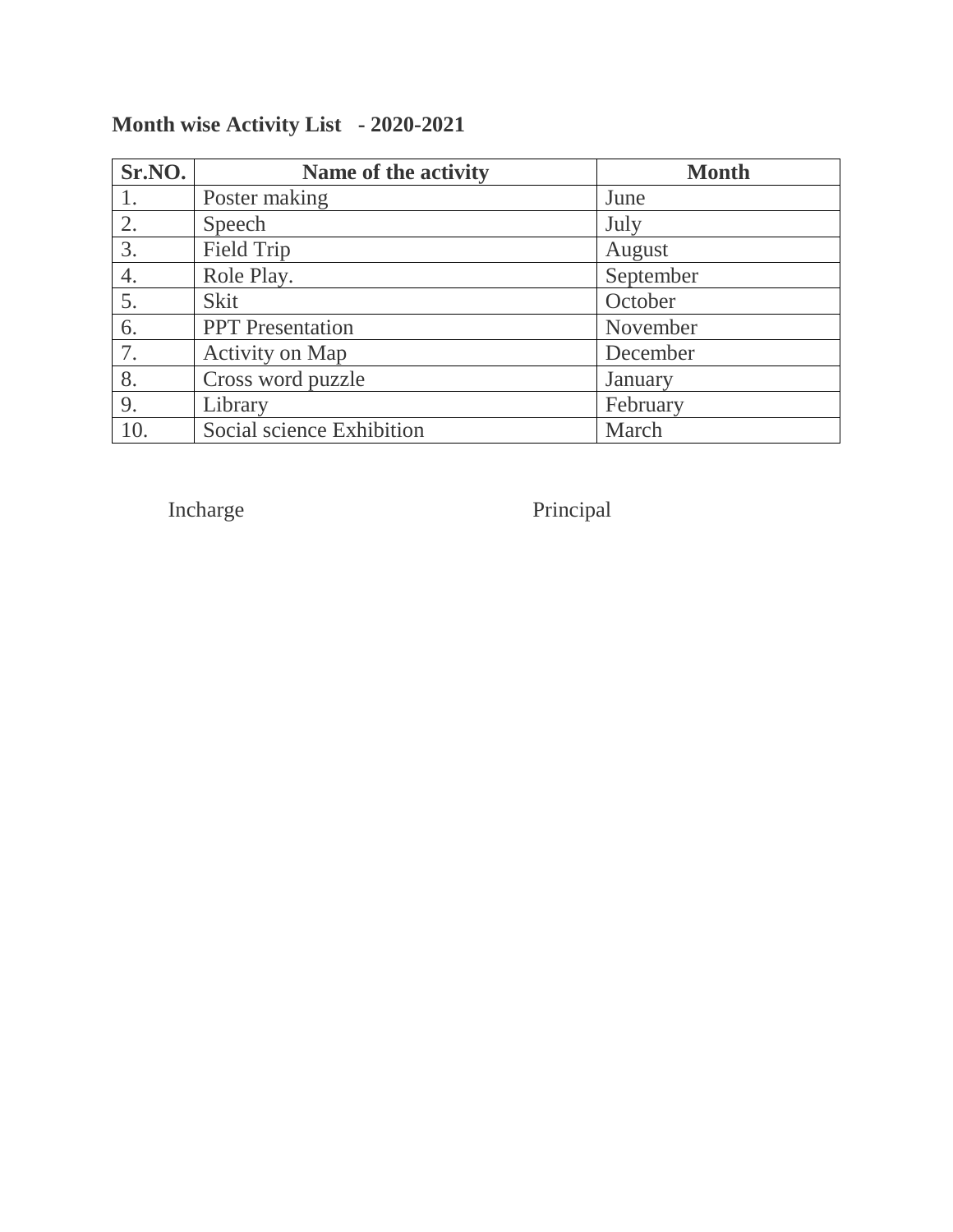**Month wise Activity List - 2020-2021**

| Sr.NO. | Name of the activity | Month |
|---|---|---|
| 1. | Poster making | June |
| 2. | Speech | July |
| 3. | Field Trip | August |
| 4. | Role Play. | September |
| 5. | Skit | October |
| 6. | PPT Presentation | November |
| 7. | Activity on Map | December |
| 8. | Cross word puzzle | January |
| 9. | Library | February |
| 10. | Social science Exhibition | March |

Incharge                                        Principal